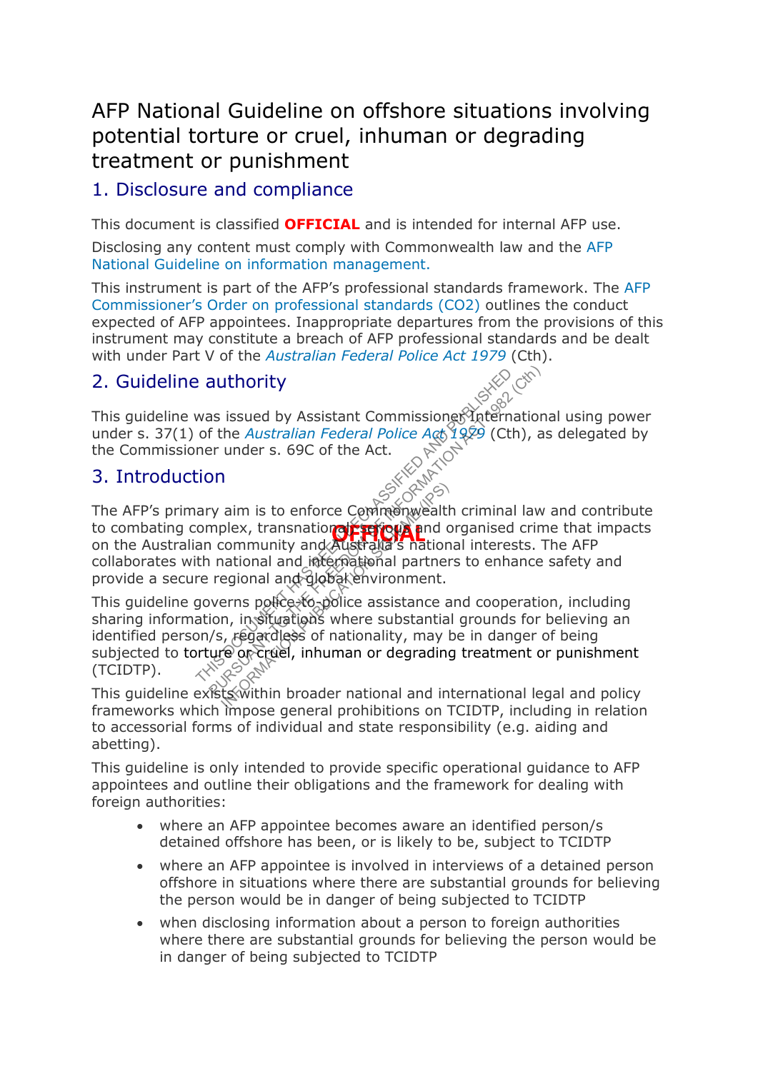# AFP National Guideline on offshore situations involving potential torture or cruel, inhuman or degrading treatment or punishment

## 1. Disclosure and compliance

This document is classified **OFFICIAL** and is intended for internal AFP use.

Disclosing any content must comply with Commonwealth law and the AFP National Guideline on information management.

This instrument is part of the AFP's professional standards framework. The AFP Commissioner's Order on professional standards (CO2) outlines the conduct expected of AFP appointees. Inappropriate departures from the provisions of this instrument may constitute a breach of AFP professional standards and be dealt with under Part V of the *Australian Federal Police Act 1979* (Cth).

## 2. Guideline authority

This guideline was issued by Assistant Commissioner International using power under s. 37(1) of the *Australian Federal Police Act 1979* (Cth), as delegated by the Commissioner under s. 69C of the Act.

## 3. Introduction

The AFP's primary aim is to enforce Commonwealth criminal law and contribute to combating complex, transnational, serious and organised crime that impacts on the Australian community and Australia's national interests. The AFP collaborates with national and international partners to enhance safety and provide a secure regional and global environment.

This guideline governs police-to-police assistance and cooperation, including sharing information, in situations where substantial grounds for believing an identified person/s, regardless of nationality, may be in danger of being subjected to torture or cruel, inhuman or degrading treatment or punishment (TCIDTP).

This guideline exists within broader national and international legal and policy frameworks which impose general prohibitions on TCIDTP, including in relation to accessorial forms of individual and state responsibility (e.g. aiding and abetting).

This guideline is only intended to provide specific operational guidance to AFP appointees and outline their obligations and the framework for dealing with foreign authorities:

- where an AFP appointee becomes aware an identified person/s detained offshore has been, or is likely to be, subject to TCIDTP
- where an AFP appointee is involved in interviews of a detained person offshore in situations where there are substantial grounds for believing the person would be in danger of being subjected to TCIDTP
- when disclosing information about a person to foreign authorities where there are substantial grounds for believing the person would be in danger of being subjected to TCIDTP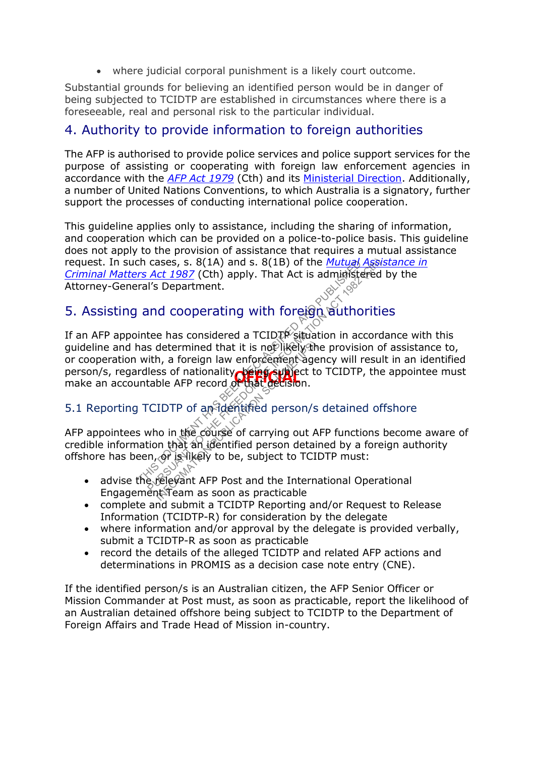- where judicial corporal punishment is a likely court outcome.

Substantial grounds for believing an identified person would be in danger of being subjected to TCIDTP are established in circumstances where there is a foreseeable, real and personal risk to the particular individual.

## 4. Authority to provide information to foreign authorities

The AFP is authorised to provide police services and police support services for the purpose of assisting or cooperating with foreign law enforcement agencies in accordance with the *AFP Act 1979* (Cth) and its Ministerial Direction. Additionally, a number of United Nations Conventions, to which Australia is a signatory, further support the processes of conducting international police cooperation.

This guideline applies only to assistance, including the sharing of information, and cooperation which can be provided on a police-to-police basis. This guideline does not apply to the provision of assistance that requires a mutual assistance request. In such cases, s. 8(1A) and s. 8(1B) of the *Mutual Assistance in Criminal Matters Act 1987* (Cth) apply. That Act is administered by the Attorney-General's Department.

## 5. Assisting and cooperating with foreign authorities

If an AFP appointee has considered a TCIDTP situation in accordance with this guideline and has determined that it is not likely the provision of assistance to, or cooperation with, a foreign law enforcement agency will result in an identified person/s, regardless of nationality, being subject to TCIDTP, the appointee must make an accountable AFP record of that decision.

### 5.1 Reporting TCIDTP of an identified person/s detained offshore

AFP appointees who in the course of carrying out AFP functions become aware of credible information that an identified person detained by a foreign authority offshore has been, or is likely to be, subject to TCIDTP must:

- advise the relevant AFP Post and the International Operational Engagement Team as soon as practicable
- complete and submit a TCIDTP Reporting and/or Request to Release Information (TCIDTP-R) for consideration by the delegate
- where information and/or approval by the delegate is provided verbally, submit a TCIDTP-R as soon as practicable
- record the details of the alleged TCIDTP and related AFP actions and determinations in PROMIS as a decision case note entry (CNE).

If the identified person/s is an Australian citizen, the AFP Senior Officer or Mission Commander at Post must, as soon as practicable, report the likelihood of an Australian detained offshore being subject to TCIDTP to the Department of Foreign Affairs and Trade Head of Mission in-country.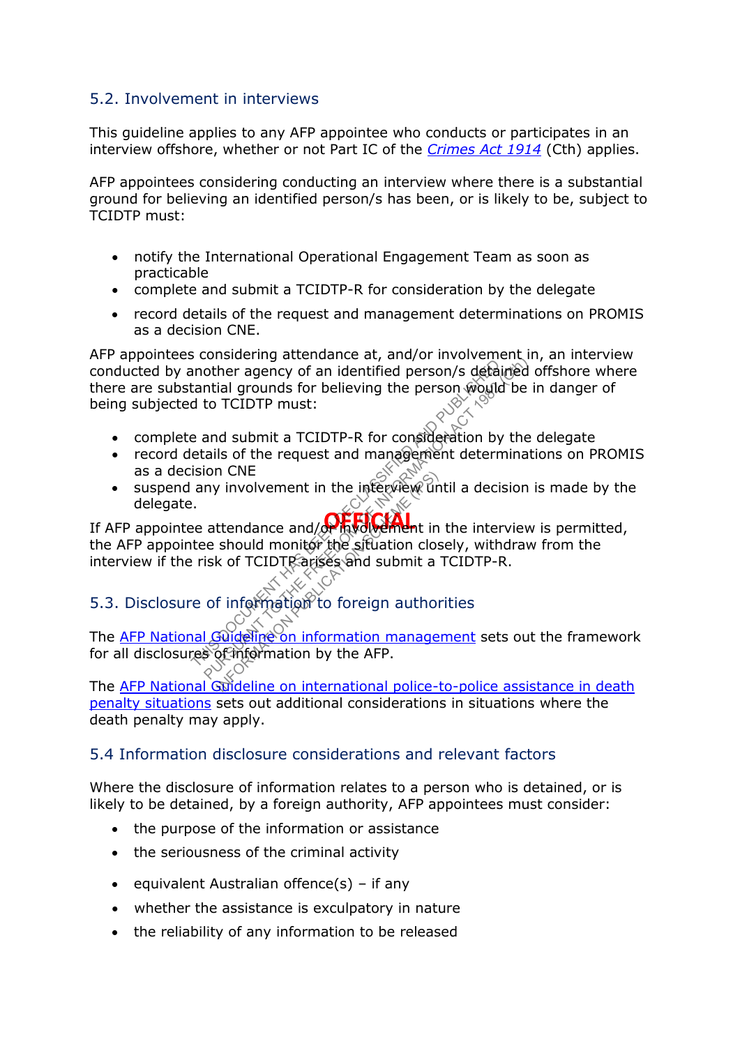## 5.2. Involvement in interviews

This guideline applies to any AFP appointee who conducts or participates in an interview offshore, whether or not Part IC of the *Crimes Act 1914* (Cth) applies.

AFP appointees considering conducting an interview where there is a substantial ground for believing an identified person/s has been, or is likely to be, subject to TCIDTP must:

- notify the International Operational Engagement Team as soon as practicable
- complete and submit a TCIDTP-R for consideration by the delegate
- record details of the request and management determinations on PROMIS as a decision CNE.

AFP appointees considering attendance at, and/or involvement in, an interview conducted by another agency of an identified person/s detained offshore where there are substantial grounds for believing the person would be in danger of being subjected to TCIDTP must:

- complete and submit a TCIDTP-R for consideration by the delegate
- record details of the request and management determinations on PROMIS as a decision CNE
- suspend any involvement in the interview until a decision is made by the delegate.

If AFP appointee attendance and/or involvement in the interview is permitted, the AFP appointee should monitor the situation closely, withdraw from the interview if the risk of TCIDTP arises and submit a TCIDTP-R.

## 5.3. Disclosure of information to foreign authorities

The AFP National Guideline on information management sets out the framework for all disclosures of information by the AFP.

The AFP National Guideline on international police-to-police assistance in death penalty situations sets out additional considerations in situations where the death penalty may apply.

## 5.4 Information disclosure considerations and relevant factors

Where the disclosure of information relates to a person who is detained, or is likely to be detained, by a foreign authority, AFP appointees must consider:

- the purpose of the information or assistance
- the seriousness of the criminal activity
- equivalent Australian offence(s) – if any
- whether the assistance is exculpatory in nature
- the reliability of any information to be released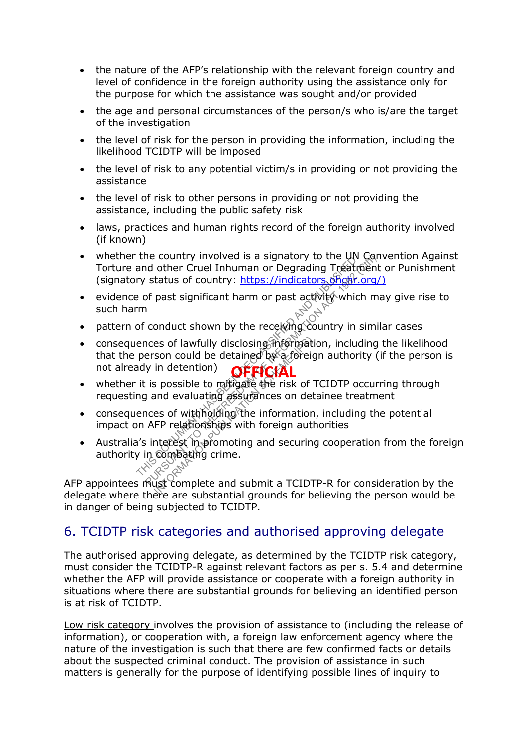- the nature of the AFP's relationship with the relevant foreign country and level of confidence in the foreign authority using the assistance only for the purpose for which the assistance was sought and/or provided
- the age and personal circumstances of the person/s who is/are the target of the investigation
- the level of risk for the person in providing the information, including the likelihood TCIDTP will be imposed
- the level of risk to any potential victim/s in providing or not providing the assistance
- the level of risk to other persons in providing or not providing the assistance, including the public safety risk
- laws, practices and human rights record of the foreign authority involved (if known)
- whether the country involved is a signatory to the UN Convention Against Torture and other Cruel Inhuman or Degrading Treatment or Punishment (signatory status of country: [https://indicators.ohchr.org/)](https://indicators.ohchr.org/)
- evidence of past significant harm or past activity which may give rise to such harm
- pattern of conduct shown by the receiving country in similar cases
- consequences of lawfully disclosing information, including the likelihood that the person could be detained by a foreign authority (if the person is not already in detention)
- whether it is possible to mitigate the risk of TCIDTP occurring through requesting and evaluating assurances on detainee treatment
- consequences of withholding the information, including the potential impact on AFP relationships with foreign authorities
- Australia's interest in promoting and securing cooperation from the foreign authority in combating crime.

AFP appointees must complete and submit a TCIDTP-R for consideration by the delegate where there are substantial grounds for believing the person would be in danger of being subjected to TCIDTP.

## 6. TCIDTP risk categories and authorised approving delegate

The authorised approving delegate, as determined by the TCIDTP risk category, must consider the TCIDTP-R against relevant factors as per s. 5.4 and determine whether the AFP will provide assistance or cooperate with a foreign authority in situations where there are substantial grounds for believing an identified person is at risk of TCIDTP.

Low risk category involves the provision of assistance to (including the release of information), or cooperation with, a foreign law enforcement agency where the nature of the investigation is such that there are few confirmed facts or details about the suspected criminal conduct. The provision of assistance in such matters is generally for the purpose of identifying possible lines of inquiry to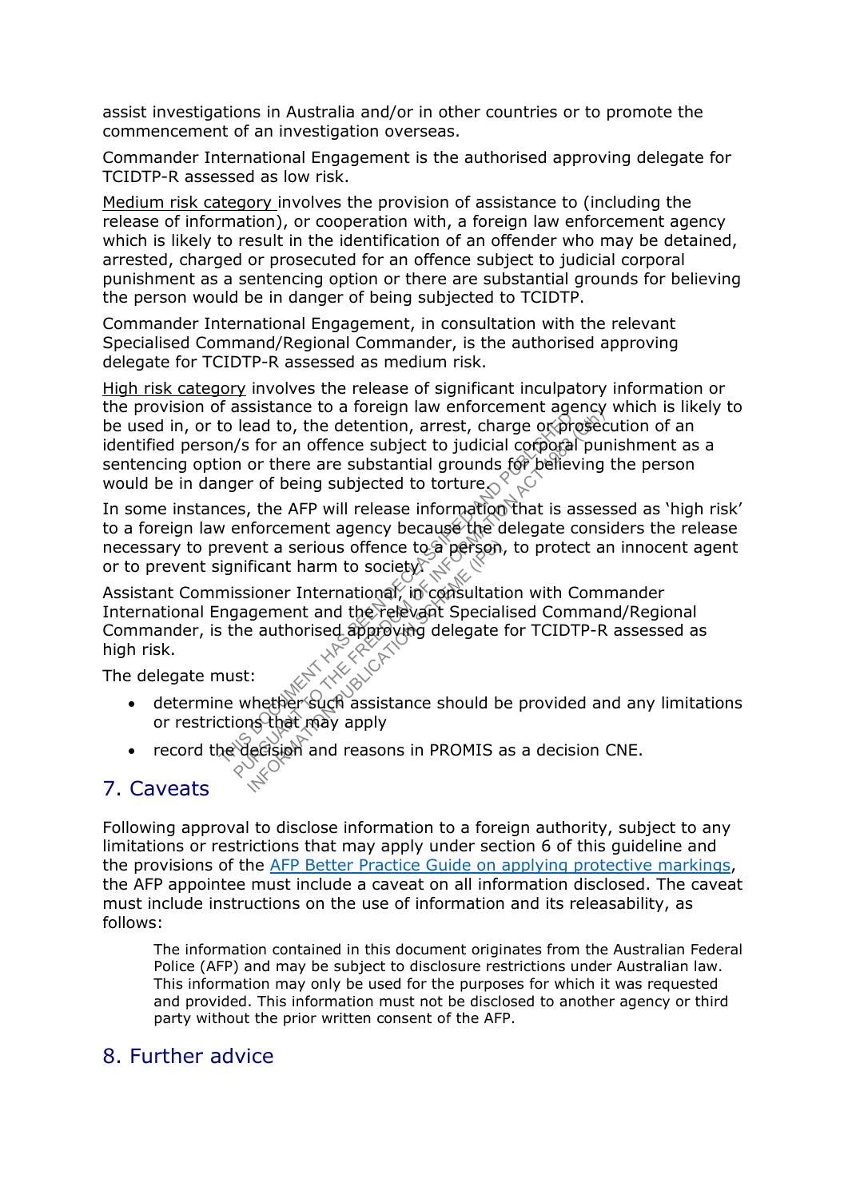assist investigations in Australia and/or in other countries or to promote the commencement of an investigation overseas.

Commander International Engagement is the authorised approving delegate for TCIDTP-R assessed as low risk.

Medium risk category involves the provision of assistance to (including the release of information), or cooperation with, a foreign law enforcement agency which is likely to result in the identification of an offender who may be detained, arrested, charged or prosecuted for an offence subject to judicial corporal punishment as a sentencing option or there are substantial grounds for believing the person would be in danger of being subjected to TCIDTP.

Commander International Engagement, in consultation with the relevant Specialised Command/Regional Commander, is the authorised approving delegate for TCIDTP-R assessed as medium risk.

High risk category involves the release of significant inculpatory information or the provision of assistance to a foreign law enforcement agency which is likely to be used in, or to lead to, the detention, arrest, charge or prosecution of an identified person/s for an offence subject to judicial corporal punishment as a sentencing option or there are substantial grounds for believing the person would be in danger of being subjected to torture.

In some instances, the AFP will release information that is assessed as 'high risk' to a foreign law enforcement agency because the delegate considers the release necessary to prevent a serious offence to a person, to protect an innocent agent or to prevent significant harm to society.

Assistant Commissioner International, in consultation with Commander International Engagement and the relevant Specialised Command/Regional Commander, is the authorised approving delegate for TCIDTP-R assessed as high risk.

The delegate must:

- determine whether such assistance should be provided and any limitations or restrictions that may apply
- record the decision and reasons in PROMIS as a decision CNE.

## 7. Caveats

Following approval to disclose information to a foreign authority, subject to any limitations or restrictions that may apply under section 6 of this guideline and the provisions of the AFP Better Practice Guide on applying protective markings, the AFP appointee must include a caveat on all information disclosed. The caveat must include instructions on the use of information and its releasability, as follows:

> The information contained in this document originates from the Australian Federal Police (AFP) and may be subject to disclosure restrictions under Australian law. This information may only be used for the purposes for which it was requested and provided. This information must not be disclosed to another agency or third party without the prior written consent of the AFP.

## 8. Further advice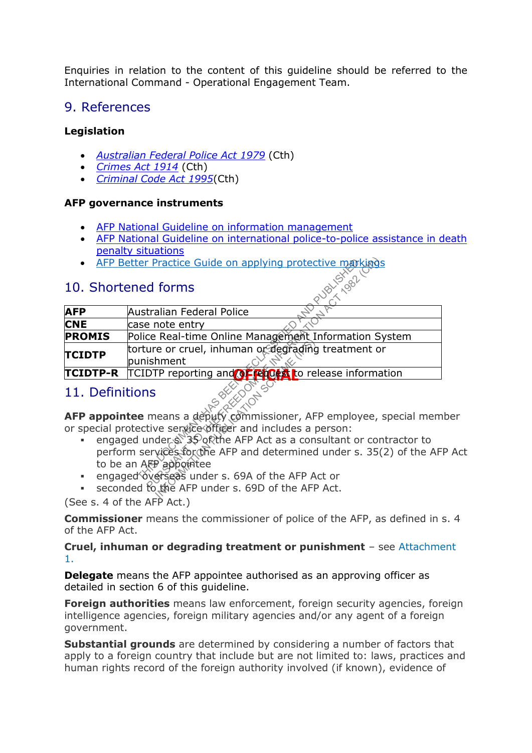Enquiries in relation to the content of this guideline should be referred to the International Command - Operational Engagement Team.

## 9. References

**Legislation**

- *Australian Federal Police Act 1979* (Cth)
- *Crimes Act 1914* (Cth)
- *Criminal Code Act 1995*(Cth)

**AFP governance instruments**

- AFP National Guideline on information management
- AFP National Guideline on international police-to-police assistance in death penalty situations
- AFP Better Practice Guide on applying protective markings

## 10. Shortened forms

| | |
|---|---|
| **AFP** | Australian Federal Police |
| **CNE** | case note entry |
| **PROMIS** | Police Real-time Online Management Information System |
| **TCIDTP** | torture or cruel, inhuman or degrading treatment or punishment |
| **TCIDTP-R** | TCIDTP reporting and/or request to release information |

## 11. Definitions

**AFP appointee** means a deputy commissioner, AFP employee, special member or special protective service officer and includes a person:

- engaged under s. 35 of the AFP Act as a consultant or contractor to perform services for the AFP and determined under s. 35(2) of the AFP Act to be an AFP appointee
- engaged overseas under s. 69A of the AFP Act or
- seconded to the AFP under s. 69D of the AFP Act.

(See s. 4 of the AFP Act.)

**Commissioner** means the commissioner of police of the AFP, as defined in s. 4 of the AFP Act.

**Cruel, inhuman or degrading treatment or punishment** – see Attachment 1.

**Delegate** means the AFP appointee authorised as an approving officer as detailed in section 6 of this guideline.

**Foreign authorities** means law enforcement, foreign security agencies, foreign intelligence agencies, foreign military agencies and/or any agent of a foreign government.

**Substantial grounds** are determined by considering a number of factors that apply to a foreign country that include but are not limited to: laws, practices and human rights record of the foreign authority involved (if known), evidence of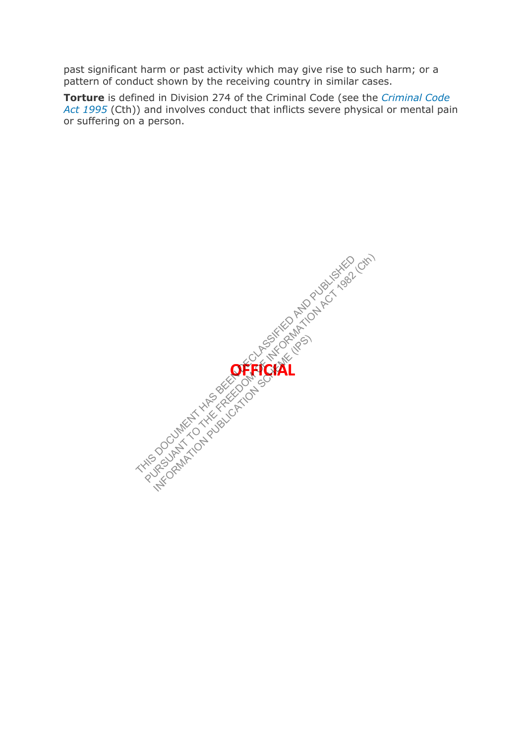past significant harm or past activity which may give rise to such harm; or a pattern of conduct shown by the receiving country in similar cases.

**Torture** is defined in Division 274 of the Criminal Code (see the *Criminal Code Act 1995* (Cth)) and involves conduct that inflicts severe physical or mental pain or suffering on a person.